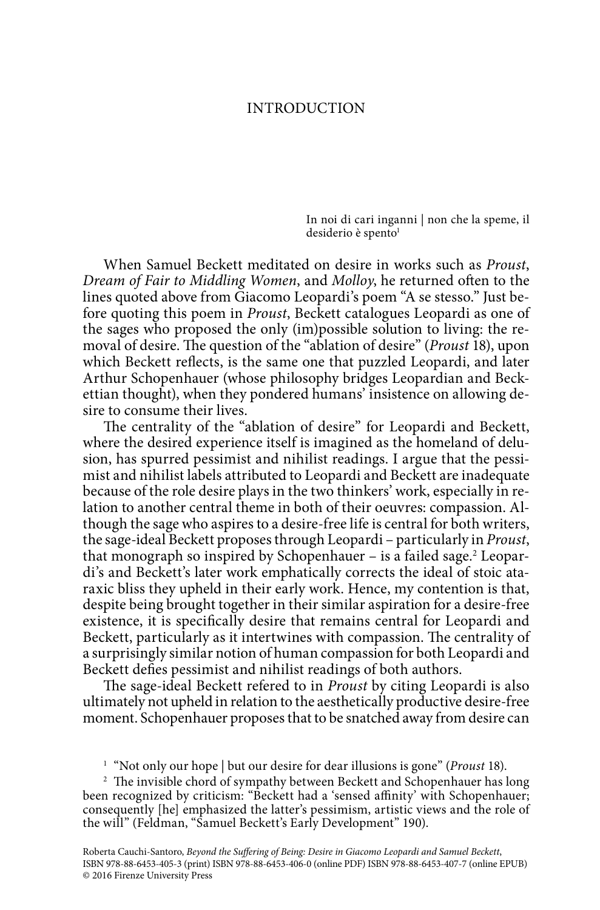# INTRODUCTION

> In noi di cari inganni | non che la speme, il desiderio è spento[1]

When Samuel Beckett meditated on desire in works such as *Proust*, *Dream of Fair to Middling Women*, and *Molloy*, he returned often to the lines quoted above from Giacomo Leopardi's poem "A se stesso." Just before quoting this poem in *Proust*, Beckett catalogues Leopardi as one of the sages who proposed the only (im)possible solution to living: the removal of desire. The question of the "ablation of desire" (*Proust* 18), upon which Beckett reflects, is the same one that puzzled Leopardi, and later Arthur Schopenhauer (whose philosophy bridges Leopardian and Beckettian thought), when they pondered humans' insistence on allowing desire to consume their lives.

The centrality of the "ablation of desire" for Leopardi and Beckett, where the desired experience itself is imagined as the homeland of delusion, has spurred pessimist and nihilist readings. I argue that the pessimist and nihilist labels attributed to Leopardi and Beckett are inadequate because of the role desire plays in the two thinkers' work, especially in relation to another central theme in both of their oeuvres: compassion. Although the sage who aspires to a desire-free life is central for both writers, the sage-ideal Beckett proposes through Leopardi – particularly in *Proust*, that monograph so inspired by Schopenhauer – is a failed sage.[2] Leopardi's and Beckett's later work emphatically corrects the ideal of stoic ataraxic bliss they upheld in their early work. Hence, my contention is that, despite being brought together in their similar aspiration for a desire-free existence, it is specifically desire that remains central for Leopardi and Beckett, particularly as it intertwines with compassion. The centrality of a surprisingly similar notion of human compassion for both Leopardi and Beckett defies pessimist and nihilist readings of both authors.

The sage-ideal Beckett refered to in *Proust* by citing Leopardi is also ultimately not upheld in relation to the aesthetically productive desire-free moment. Schopenhauer proposes that to be snatched away from desire can

[1] "Not only our hope | but our desire for dear illusions is gone" (*Proust* 18).

[2] The invisible chord of sympathy between Beckett and Schopenhauer has long been recognized by criticism: "Beckett had a 'sensed affinity' with Schopenhauer; consequently [he] emphasized the latter's pessimism, artistic views and the role of the will" (Feldman, "Samuel Beckett's Early Development" 190).

Roberta Cauchi-Santoro, *Beyond the Suffering of Being: Desire in Giacomo Leopardi and Samuel Beckett*, ISBN 978-88-6453-405-3 (print) ISBN 978-88-6453-406-0 (online PDF) ISBN 978-88-6453-407-7 (online EPUB) © 2016 Firenze University Press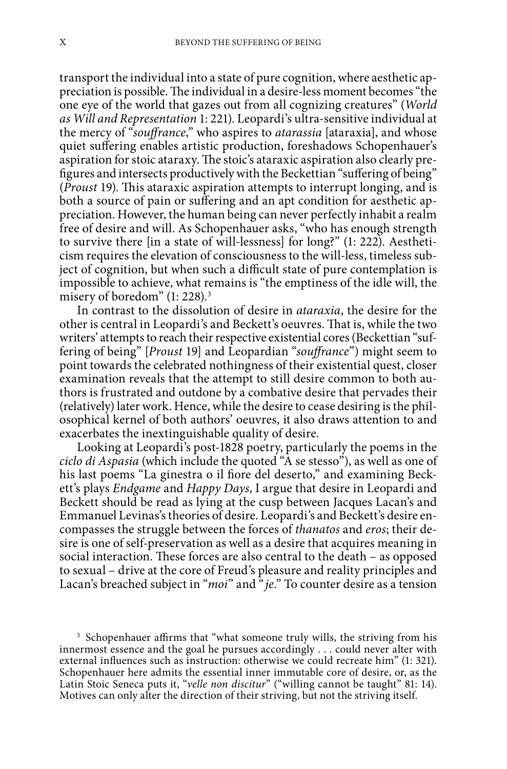transport the individual into a state of pure cognition, where aesthetic appreciation is possible. The individual in a desire-less moment becomes "the one eye of the world that gazes out from all cognizing creatures" (*World as Will and Representation* 1: 221). Leopardi's ultra-sensitive individual at the mercy of "*souffrance*," who aspires to *atarassia* [ataraxia], and whose quiet suffering enables artistic production, foreshadows Schopenhauer's aspiration for stoic ataraxy. The stoic's ataraxic aspiration also clearly prefigures and intersects productively with the Beckettian "suffering of being" (*Proust* 19). This ataraxic aspiration attempts to interrupt longing, and is both a source of pain or suffering and an apt condition for aesthetic appreciation. However, the human being can never perfectly inhabit a realm free of desire and will. As Schopenhauer asks, "who has enough strength to survive there [in a state of will-lessness] for long?" (1: 222). Aestheticism requires the elevation of consciousness to the will-less, timeless subject of cognition, but when such a difficult state of pure contemplation is impossible to achieve, what remains is "the emptiness of the idle will, the misery of boredom" (1: 228).[3]

In contrast to the dissolution of desire in *ataraxia*, the desire for the other is central in Leopardi's and Beckett's oeuvres. That is, while the two writers' attempts to reach their respective existential cores (Beckettian "suffering of being" [*Proust* 19] and Leopardian "*souffrance*") might seem to point towards the celebrated nothingness of their existential quest, closer examination reveals that the attempt to still desire common to both authors is frustrated and outdone by a combative desire that pervades their (relatively) later work. Hence, while the desire to cease desiring is the philosophical kernel of both authors' oeuvres, it also draws attention to and exacerbates the inextinguishable quality of desire.

Looking at Leopardi's post-1828 poetry, particularly the poems in the *ciclo di Aspasia* (which include the quoted "A se stesso"), as well as one of his last poems "La ginestra o il fiore del deserto," and examining Beckett's plays *Endgame* and *Happy Days*, I argue that desire in Leopardi and Beckett should be read as lying at the cusp between Jacques Lacan's and Emmanuel Levinas's theories of desire. Leopardi's and Beckett's desire encompasses the struggle between the forces of *thanatos* and *eros*; their desire is one of self-preservation as well as a desire that acquires meaning in social interaction. These forces are also central to the death – as opposed to sexual – drive at the core of Freud's pleasure and reality principles and Lacan's breached subject in "*moi*" and "*je*." To counter desire as a tension

[3] Schopenhauer affirms that "what someone truly wills, the striving from his innermost essence and the goal he pursues accordingly . . . could never alter with external influences such as instruction: otherwise we could recreate him" (1: 321). Schopenhauer here admits the essential inner immutable core of desire, or, as the Latin Stoic Seneca puts it, "*velle non discitur*" ("willing cannot be taught" 81: 14). Motives can only alter the direction of their striving, but not the striving itself.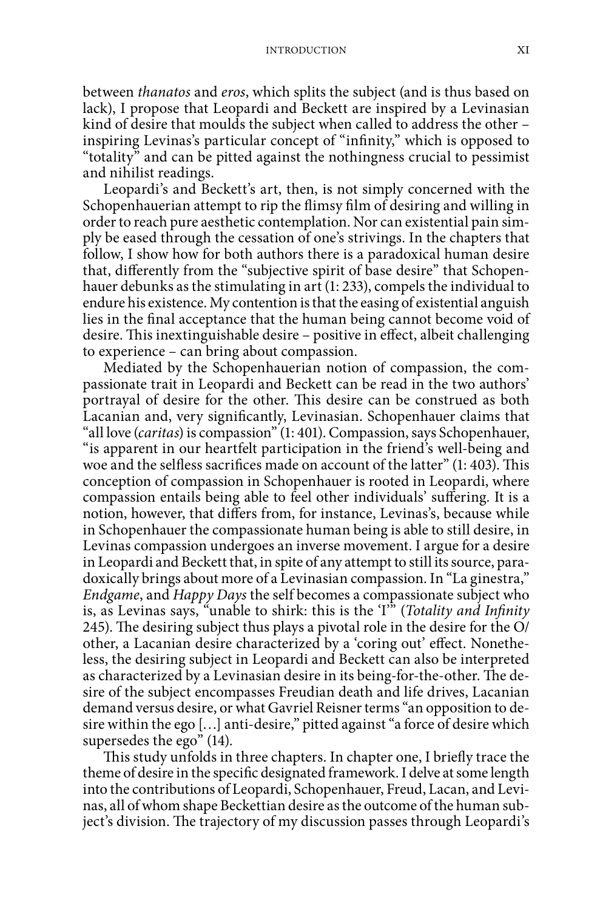between *thanatos* and *eros*, which splits the subject (and is thus based on lack), I propose that Leopardi and Beckett are inspired by a Levinasian kind of desire that moulds the subject when called to address the other – inspiring Levinas's particular concept of "infinity," which is opposed to "totality" and can be pitted against the nothingness crucial to pessimist and nihilist readings.

Leopardi's and Beckett's art, then, is not simply concerned with the Schopenhauerian attempt to rip the flimsy film of desiring and willing in order to reach pure aesthetic contemplation. Nor can existential pain simply be eased through the cessation of one's strivings. In the chapters that follow, I show how for both authors there is a paradoxical human desire that, differently from the "subjective spirit of base desire" that Schopenhauer debunks as the stimulating in art (1: 233), compels the individual to endure his existence. My contention is that the easing of existential anguish lies in the final acceptance that the human being cannot become void of desire. This inextinguishable desire – positive in effect, albeit challenging to experience – can bring about compassion.

Mediated by the Schopenhauerian notion of compassion, the compassionate trait in Leopardi and Beckett can be read in the two authors' portrayal of desire for the other. This desire can be construed as both Lacanian and, very significantly, Levinasian. Schopenhauer claims that "all love (*caritas*) is compassion" (1: 401). Compassion, says Schopenhauer, "is apparent in our heartfelt participation in the friend's well-being and woe and the selfless sacrifices made on account of the latter" (1: 403). This conception of compassion in Schopenhauer is rooted in Leopardi, where compassion entails being able to feel other individuals' suffering. It is a notion, however, that differs from, for instance, Levinas's, because while in Schopenhauer the compassionate human being is able to still desire, in Levinas compassion undergoes an inverse movement. I argue for a desire in Leopardi and Beckett that, in spite of any attempt to still its source, paradoxically brings about more of a Levinasian compassion. In "La ginestra," *Endgame*, and *Happy Days* the self becomes a compassionate subject who is, as Levinas says, "unable to shirk: this is the 'I'" (*Totality and Infinity* 245). The desiring subject thus plays a pivotal role in the desire for the O/other, a Lacanian desire characterized by a 'coring out' effect. Nonetheless, the desiring subject in Leopardi and Beckett can also be interpreted as characterized by a Levinasian desire in its being-for-the-other. The desire of the subject encompasses Freudian death and life drives, Lacanian demand versus desire, or what Gavriel Reisner terms "an opposition to desire within the ego […] anti-desire," pitted against "a force of desire which supersedes the ego" (14).

This study unfolds in three chapters. In chapter one, I briefly trace the theme of desire in the specific designated framework. I delve at some length into the contributions of Leopardi, Schopenhauer, Freud, Lacan, and Levinas, all of whom shape Beckettian desire as the outcome of the human subject's division. The trajectory of my discussion passes through Leopardi's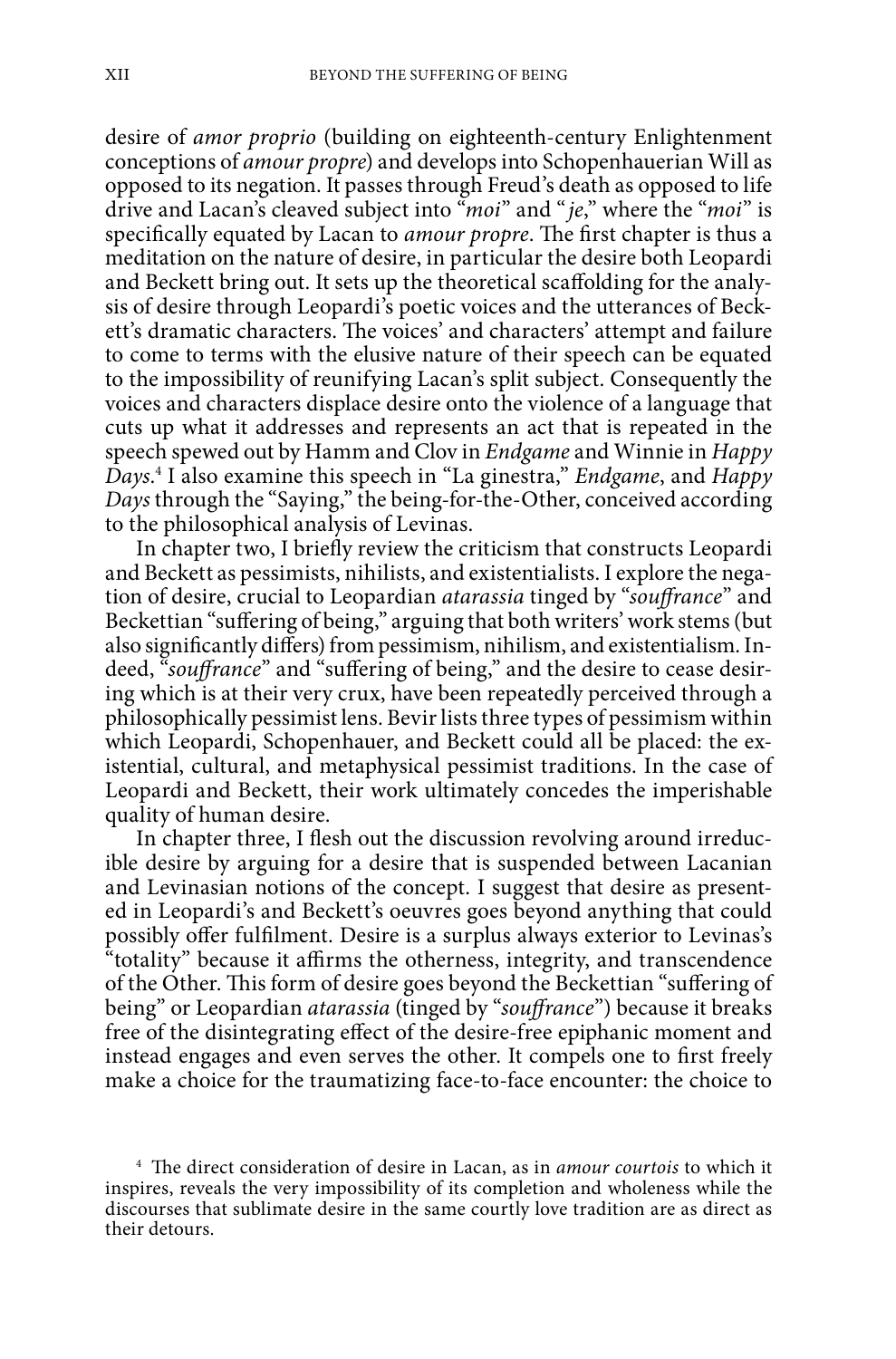desire of *amor proprio* (building on eighteenth-century Enlightenment conceptions of *amour propre*) and develops into Schopenhauerian Will as opposed to its negation. It passes through Freud's death as opposed to life drive and Lacan's cleaved subject into "*moi*" and "*je*," where the "*moi*" is specifically equated by Lacan to *amour propre*. The first chapter is thus a meditation on the nature of desire, in particular the desire both Leopardi and Beckett bring out. It sets up the theoretical scaffolding for the analysis of desire through Leopardi's poetic voices and the utterances of Beckett's dramatic characters. The voices' and characters' attempt and failure to come to terms with the elusive nature of their speech can be equated to the impossibility of reunifying Lacan's split subject. Consequently the voices and characters displace desire onto the violence of a language that cuts up what it addresses and represents an act that is repeated in the speech spewed out by Hamm and Clov in *Endgame* and Winnie in *Happy Days*.[4] I also examine this speech in "La ginestra," *Endgame*, and *Happy Days* through the "Saying," the being-for-the-Other, conceived according to the philosophical analysis of Levinas.

In chapter two, I briefly review the criticism that constructs Leopardi and Beckett as pessimists, nihilists, and existentialists. I explore the negation of desire, crucial to Leopardian *atarassia* tinged by "*souffrance*" and Beckettian "suffering of being," arguing that both writers' work stems (but also significantly differs) from pessimism, nihilism, and existentialism. Indeed, "*souffrance*" and "suffering of being," and the desire to cease desiring which is at their very crux, have been repeatedly perceived through a philosophically pessimist lens. Bevir lists three types of pessimism within which Leopardi, Schopenhauer, and Beckett could all be placed: the existential, cultural, and metaphysical pessimist traditions. In the case of Leopardi and Beckett, their work ultimately concedes the imperishable quality of human desire.

In chapter three, I flesh out the discussion revolving around irreducible desire by arguing for a desire that is suspended between Lacanian and Levinasian notions of the concept. I suggest that desire as presented in Leopardi's and Beckett's oeuvres goes beyond anything that could possibly offer fulfilment. Desire is a surplus always exterior to Levinas's "totality" because it affirms the otherness, integrity, and transcendence of the Other. This form of desire goes beyond the Beckettian "suffering of being" or Leopardian *atarassia* (tinged by "*souffrance*") because it breaks free of the disintegrating effect of the desire-free epiphanic moment and instead engages and even serves the other. It compels one to first freely make a choice for the traumatizing face-to-face encounter: the choice to

[4] The direct consideration of desire in Lacan, as in *amour courtois* to which it inspires, reveals the very impossibility of its completion and wholeness while the discourses that sublimate desire in the same courtly love tradition are as direct as their detours.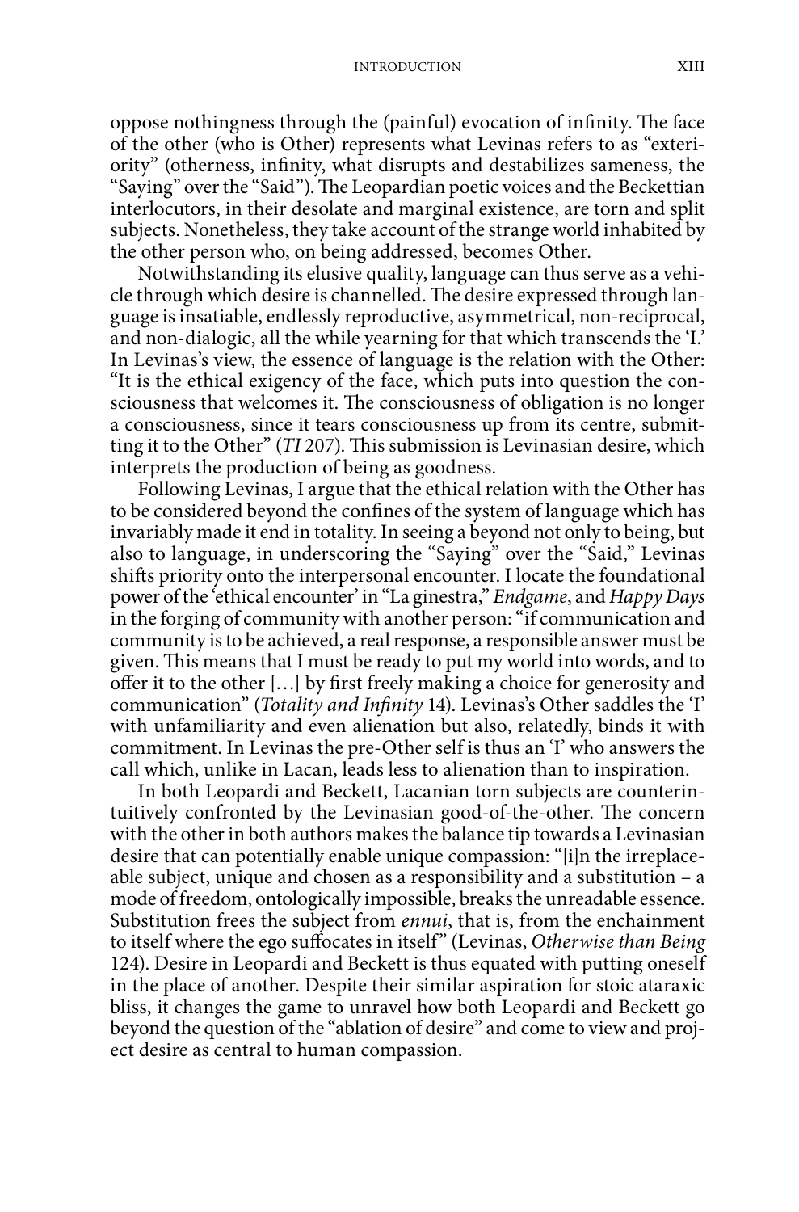oppose nothingness through the (painful) evocation of infinity. The face of the other (who is Other) represents what Levinas refers to as "exteriority" (otherness, infinity, what disrupts and destabilizes sameness, the "Saying" over the "Said"). The Leopardian poetic voices and the Beckettian interlocutors, in their desolate and marginal existence, are torn and split subjects. Nonetheless, they take account of the strange world inhabited by the other person who, on being addressed, becomes Other.

Notwithstanding its elusive quality, language can thus serve as a vehicle through which desire is channelled. The desire expressed through language is insatiable, endlessly reproductive, asymmetrical, non-reciprocal, and non-dialogic, all the while yearning for that which transcends the 'I.' In Levinas's view, the essence of language is the relation with the Other: "It is the ethical exigency of the face, which puts into question the consciousness that welcomes it. The consciousness of obligation is no longer a consciousness, since it tears consciousness up from its centre, submitting it to the Other" (*TI* 207). This submission is Levinasian desire, which interprets the production of being as goodness.

Following Levinas, I argue that the ethical relation with the Other has to be considered beyond the confines of the system of language which has invariably made it end in totality. In seeing a beyond not only to being, but also to language, in underscoring the "Saying" over the "Said," Levinas shifts priority onto the interpersonal encounter. I locate the foundational power of the 'ethical encounter' in "La ginestra," *Endgame*, and *Happy Days* in the forging of community with another person: "if communication and community is to be achieved, a real response, a responsible answer must be given. This means that I must be ready to put my world into words, and to offer it to the other […] by first freely making a choice for generosity and communication" (*Totality and Infinity* 14). Levinas's Other saddles the 'I' with unfamiliarity and even alienation but also, relatedly, binds it with commitment. In Levinas the pre-Other self is thus an 'I' who answers the call which, unlike in Lacan, leads less to alienation than to inspiration.

In both Leopardi and Beckett, Lacanian torn subjects are counterintuitively confronted by the Levinasian good-of-the-other. The concern with the other in both authors makes the balance tip towards a Levinasian desire that can potentially enable unique compassion: "[i]n the irreplaceable subject, unique and chosen as a responsibility and a substitution – a mode of freedom, ontologically impossible, breaks the unreadable essence. Substitution frees the subject from *ennui*, that is, from the enchainment to itself where the ego suffocates in itself" (Levinas, *Otherwise than Being* 124). Desire in Leopardi and Beckett is thus equated with putting oneself in the place of another. Despite their similar aspiration for stoic ataraxic bliss, it changes the game to unravel how both Leopardi and Beckett go beyond the question of the "ablation of desire" and come to view and project desire as central to human compassion.